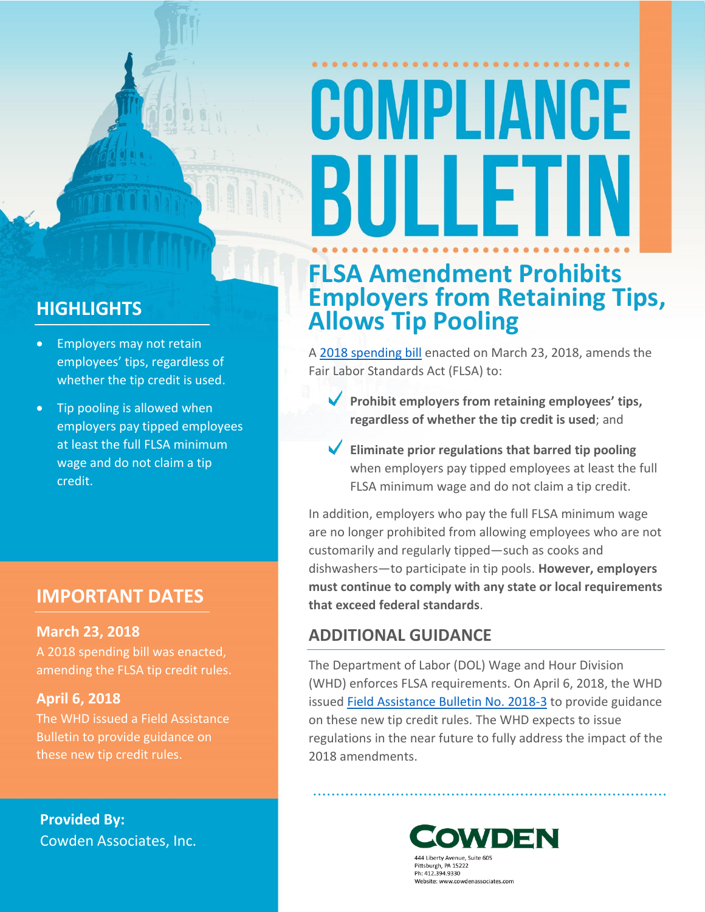# COMPLIANCE BULLETIN

## FLSA Amendment Prohibits Employers from Retaining Tips, Allows Tip Pooling

A 2018 spending bill enacted on March 23, 2018, amends the Fair Labor Standards Act (FLSA) to:

- **Prohibit employers from retaining employees' tips, regardless of whether the tip credit is used**; and
- **Eliminate prior regulations that barred tip pooling** when employers pay tipped employees at least the full FLSA minimum wage and do not claim a tip credit.

In addition, employers who pay the full FLSA minimum wage are no longer prohibited from allowing employees who are not customarily and regularly tipped—such as cooks and dishwashers—to participate in tip pools. **However, employers must continue to comply with any state or local requirements that exceed federal standards**.

## ADDITIONAL GUIDANCE

The Department of Labor (DOL) Wage and Hour Division (WHD) enforces FLSA requirements. On April 6, 2018, the WHD issued Field Assistance Bulletin No. 2018-3 to provide guidance on these new tip credit rules. The WHD expects to issue regulations in the near future to fully address the impact of the 2018 amendments.

## HIGHLIGHTS

- Employers may not retain employees' tips, regardless of whether the tip credit is used.
- Tip pooling is allowed when employers pay tipped employees at least the full FLSA minimum wage and do not claim a tip credit.

## IMPORTANT DATES

**March 23, 2018**

A 2018 spending bill was enacted, amending the FLSA tip credit rules.

**April 6, 2018**

The WHD issued a Field Assistance Bulletin to provide guidance on these new tip credit rules.

**Provided By:**
Cowden Associates, Inc.

COWDEN
444 Liberty Avenue, Suite 605
Pittsburgh, PA 15222
Ph: 412.394.9330
Website: www.cowdenassociates.com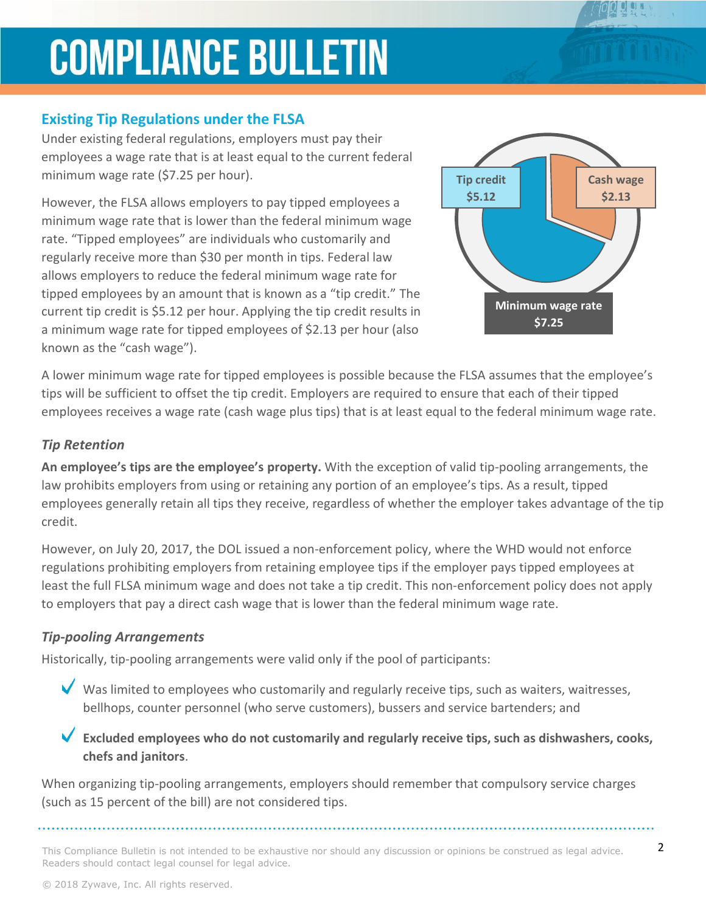## Existing Tip Regulations under the FLSA

Under existing federal regulations, employers must pay their employees a wage rate that is at least equal to the current federal minimum wage rate ($7.25 per hour).

However, the FLSA allows employers to pay tipped employees a minimum wage rate that is lower than the federal minimum wage rate. “Tipped employees” are individuals who customarily and regularly receive more than $30 per month in tips. Federal law allows employers to reduce the federal minimum wage rate for tipped employees by an amount that is known as a “tip credit.” The current tip credit is $5.12 per hour. Applying the tip credit results in a minimum wage rate for tipped employees of $2.13 per hour (also known as the “cash wage”).

Tip credit
$5.12

Cash wage
$2.13

Minimum wage rate
$7.25

A lower minimum wage rate for tipped employees is possible because the FLSA assumes that the employee’s tips will be sufficient to offset the tip credit. Employers are required to ensure that each of their tipped employees receives a wage rate (cash wage plus tips) that is at least equal to the federal minimum wage rate.

### *Tip Retention*

**An employee’s tips are the employee’s property.** With the exception of valid tip-pooling arrangements, the law prohibits employers from using or retaining any portion of an employee’s tips. As a result, tipped employees generally retain all tips they receive, regardless of whether the employer takes advantage of the tip credit.

However, on July 20, 2017, the DOL issued a non-enforcement policy, where the WHD would not enforce regulations prohibiting employers from retaining employee tips if the employer pays tipped employees at least the full FLSA minimum wage and does not take a tip credit. This non-enforcement policy does not apply to employers that pay a direct cash wage that is lower than the federal minimum wage rate.

### *Tip-pooling Arrangements*

Historically, tip-pooling arrangements were valid only if the pool of participants:

- Was limited to employees who customarily and regularly receive tips, such as waiters, waitresses, bellhops, counter personnel (who serve customers), bussers and service bartenders; and
- **Excluded employees who do not customarily and regularly receive tips, such as dishwashers, cooks, chefs and janitors**.

When organizing tip-pooling arrangements, employers should remember that compulsory service charges (such as 15 percent of the bill) are not considered tips.

This Compliance Bulletin is not intended to be exhaustive nor should any discussion or opinions be construed as legal advice. Readers should contact legal counsel for legal advice.

© 2018 Zywave, Inc. All rights reserved.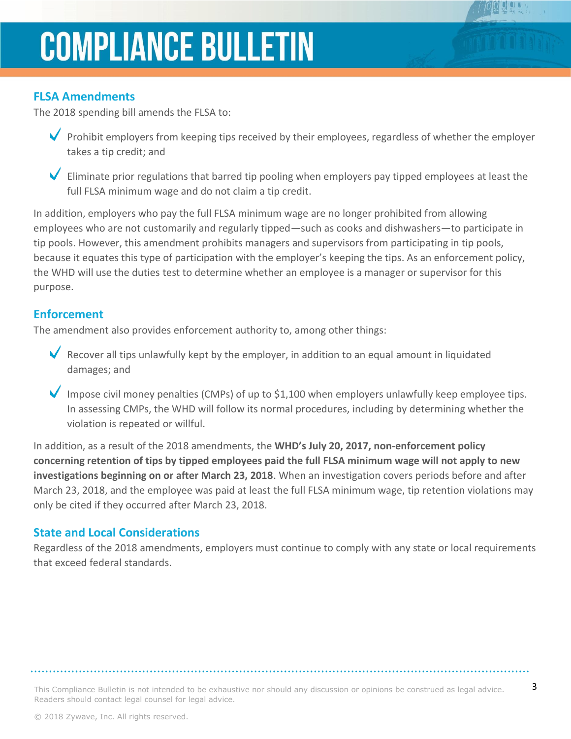# COMPLIANCE BULLETIN

## FLSA Amendments

The 2018 spending bill amends the FLSA to:

- Prohibit employers from keeping tips received by their employees, regardless of whether the employer takes a tip credit; and
- Eliminate prior regulations that barred tip pooling when employers pay tipped employees at least the full FLSA minimum wage and do not claim a tip credit.

In addition, employers who pay the full FLSA minimum wage are no longer prohibited from allowing employees who are not customarily and regularly tipped—such as cooks and dishwashers—to participate in tip pools. However, this amendment prohibits managers and supervisors from participating in tip pools, because it equates this type of participation with the employer's keeping the tips. As an enforcement policy, the WHD will use the duties test to determine whether an employee is a manager or supervisor for this purpose.

## Enforcement

The amendment also provides enforcement authority to, among other things:

- Recover all tips unlawfully kept by the employer, in addition to an equal amount in liquidated damages; and
- Impose civil money penalties (CMPs) of up to $1,100 when employers unlawfully keep employee tips. In assessing CMPs, the WHD will follow its normal procedures, including by determining whether the violation is repeated or willful.

In addition, as a result of the 2018 amendments, the **WHD's July 20, 2017, non-enforcement policy concerning retention of tips by tipped employees paid the full FLSA minimum wage will not apply to new investigations beginning on or after March 23, 2018**. When an investigation covers periods before and after March 23, 2018, and the employee was paid at least the full FLSA minimum wage, tip retention violations may only be cited if they occurred after March 23, 2018.

## State and Local Considerations

Regardless of the 2018 amendments, employers must continue to comply with any state or local requirements that exceed federal standards.

This Compliance Bulletin is not intended to be exhaustive nor should any discussion or opinions be construed as legal advice. Readers should contact legal counsel for legal advice.

© 2018 Zywave, Inc. All rights reserved.